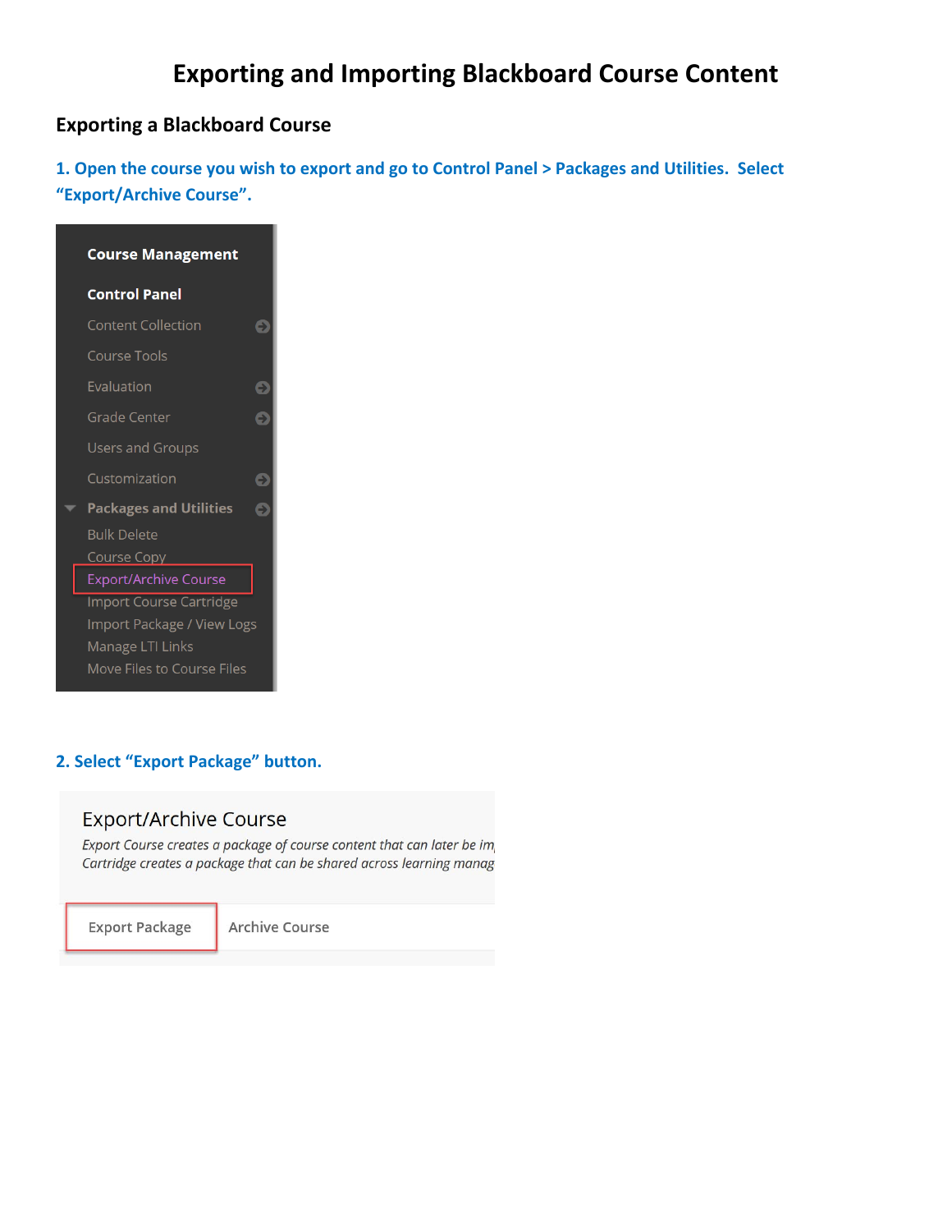# Exporting and Importing Blackboard Course Content

## Exporting a Blackboard Course

### 1. Open the course you wish to export and go to Control Panel > Packages and Utilities. Select "Export/Archive Course".

Course Management

Control Panel

- Content Collection
- Course Tools
- Evaluation
- Grade Center
- Users and Groups
- Customization
- Packages and Utilities
  - Bulk Delete
  - Course Copy
  - Export/Archive Course
  - Import Course Cartridge
  - Import Package / View Logs
  - Manage LTI Links
  - Move Files to Course Files

### 2. Select "Export Package" button.

Export/Archive Course

*Export Course creates a package of course content that can later be im*
*Cartridge creates a package that can be shared across learning manag*

Export Package | Archive Course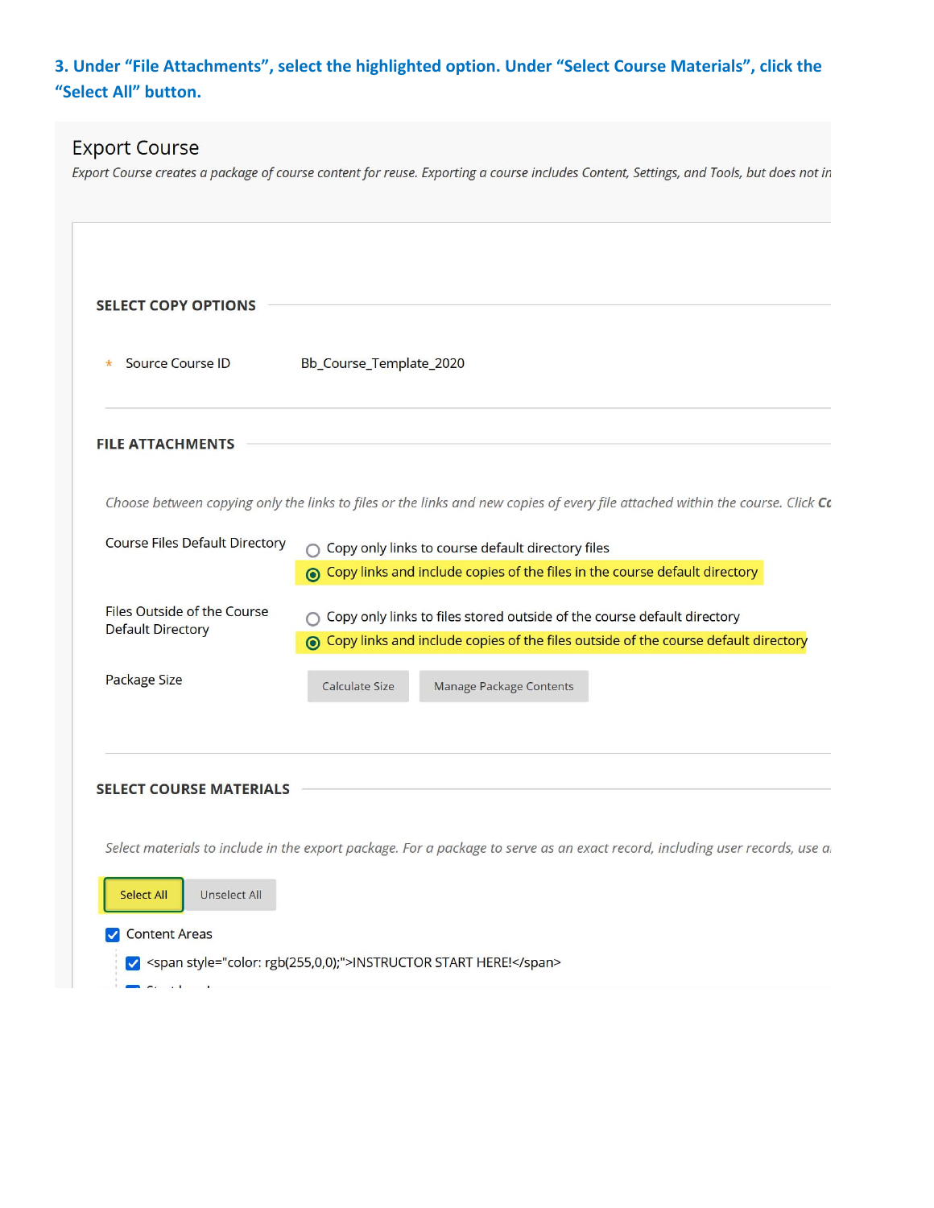### 3. Under "File Attachments", select the highlighted option. Under "Select Course Materials", click the "Select All" button.

Export Course

*Export Course creates a package of course content for reuse. Exporting a course includes Content, Settings, and Tools, but does not in*

**SELECT COPY OPTIONS**

\* Source Course ID    Bb_Course_Template_2020

**FILE ATTACHMENTS**

*Choose between copying only the links to files or the links and new copies of every file attached within the course. Click Co*

Course Files Default Directory
- Copy only links to course default directory files
- Copy links and include copies of the files in the course default directory

Files Outside of the Course Default Directory
- Copy only links to files stored outside of the course default directory
- Copy links and include copies of the files outside of the course default directory

Package Size    Calculate Size    Manage Package Contents

**SELECT COURSE MATERIALS**

*Select materials to include in the export package. For a package to serve as an exact record, including user records, use a*

Select All    Unselect All

- [x] Content Areas
  - [x] <span style="color: rgb(255,0,0);">INSTRUCTOR START HERE!</span>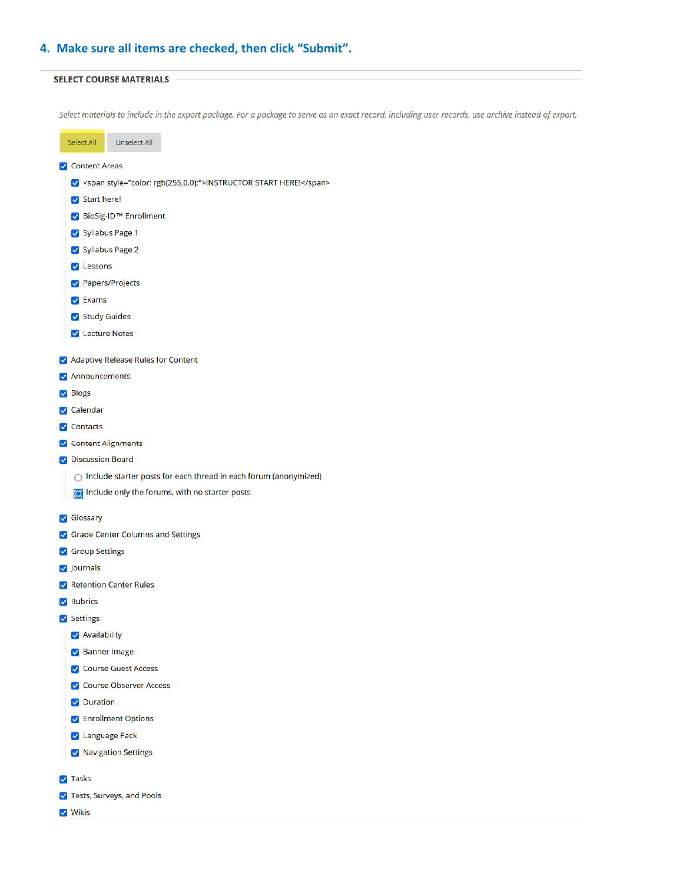## 4. Make sure all items are checked, then click "Submit".

**SELECT COURSE MATERIALS**

*Select materials to include in the export package. For a package to serve as an exact record, including user records, use archive instead of export.*

Select All | Unselect All

- [x] Content Areas
  - [x] <span style="color: rgb(255,0,0);">INSTRUCTOR START HERE!</span>
  - [x] Start here!
  - [x] BioSig-ID™ Enrollment
  - [x] Syllabus Page 1
  - [x] Syllabus Page 2
  - [x] Lessons
  - [x] Papers/Projects
  - [x] Exams
  - [x] Study Guides
  - [x] Lecture Notes
- [x] Adaptive Release Rules for Content
- [x] Announcements
- [x] Blogs
- [x] Calendar
- [x] Contacts
- [x] Content Alignments
- [x] Discussion Board
  - ( ) Include starter posts for each thread in each forum (anonymized)
  - (•) Include only the forums, with no starter posts
- [x] Glossary
- [x] Grade Center Columns and Settings
- [x] Group Settings
- [x] Journals
- [x] Retention Center Rules
- [x] Rubrics
- [x] Settings
  - [x] Availability
  - [x] Banner Image
  - [x] Course Guest Access
  - [x] Course Observer Access
  - [x] Duration
  - [x] Enrollment Options
  - [x] Language Pack
  - [x] Navigation Settings
- [x] Tasks
- [x] Tests, Surveys, and Pools
- [x] Wikis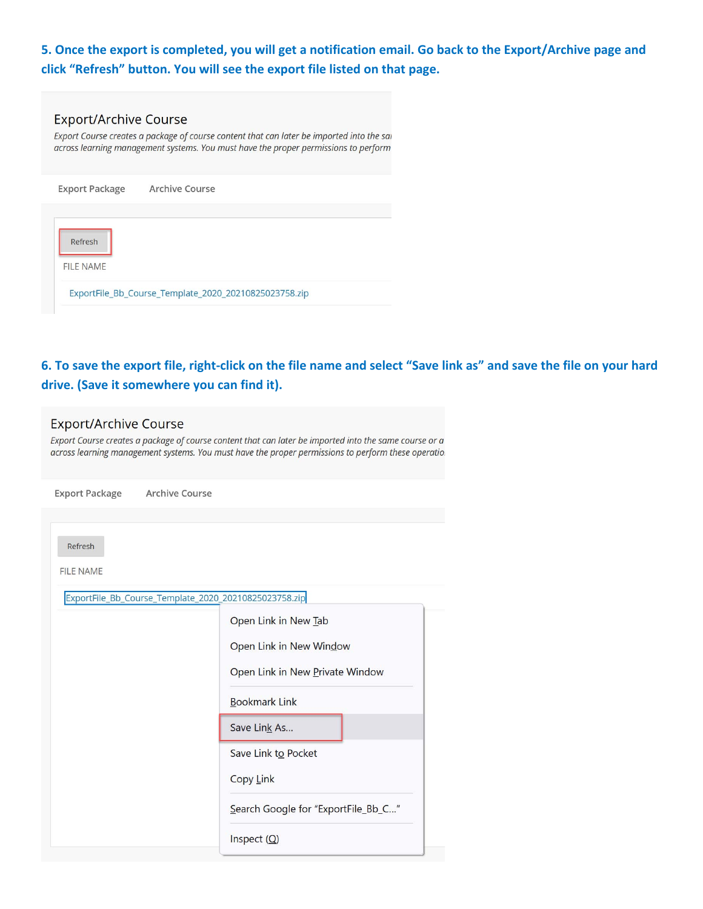**5. Once the export is completed, you will get a notification email. Go back to the Export/Archive page and click "Refresh" button. You will see the export file listed on that page.**

Export/Archive Course

*Export Course creates a package of course content that can later be imported into the sa across learning management systems. You must have the proper permissions to perform*

Export Package    Archive Course

Refresh

FILE NAME

ExportFile_Bb_Course_Template_2020_20210825023758.zip

**6. To save the export file, right-click on the file name and select "Save link as" and save the file on your hard drive. (Save it somewhere you can find it).**

Export/Archive Course

*Export Course creates a package of course content that can later be imported into the same course or a across learning management systems. You must have the proper permissions to perform these operatio*

Export Package    Archive Course

Refresh

FILE NAME

ExportFile_Bb_Course_Template_2020_20210825023758.zip

- Open Link in New Tab
- Open Link in New Window
- Open Link in New Private Window
- Bookmark Link
- Save Link As...
- Save Link to Pocket
- Copy Link
- Search Google for "ExportFile_Bb_C..."
- Inspect (Q)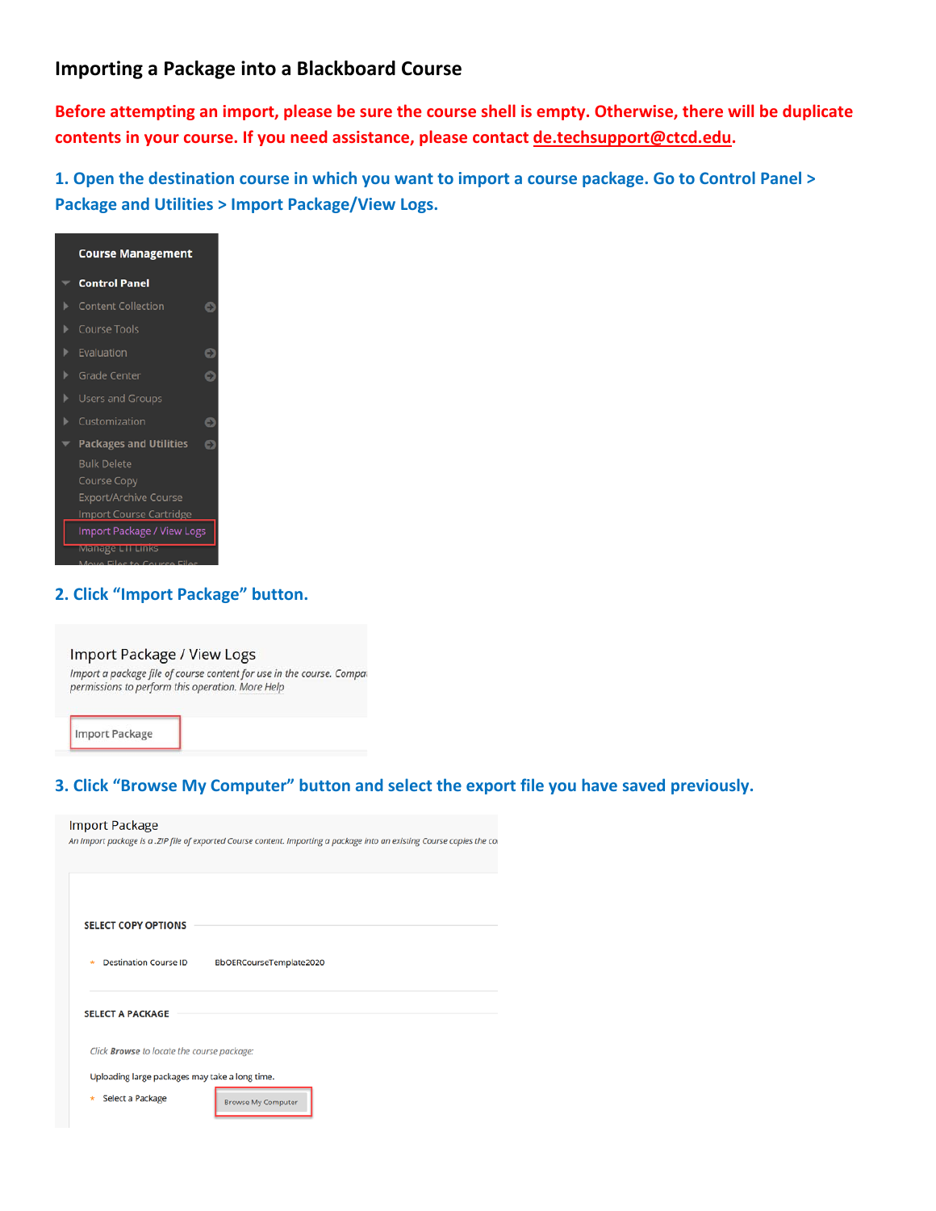## Importing a Package into a Blackboard Course

**Before attempting an import, please be sure the course shell is empty. Otherwise, there will be duplicate contents in your course. If you need assistance, please contact de.techsupport@ctcd.edu.**

**1. Open the destination course in which you want to import a course package. Go to Control Panel > Package and Utilities > Import Package/View Logs.**

Course Management

Control Panel
- Content Collection
- Course Tools
- Evaluation
- Grade Center
- Users and Groups
- Customization
- Packages and Utilities
  - Bulk Delete
  - Course Copy
  - Export/Archive Course
  - Import Course Cartridge
  - Import Package / View Logs
  - Manage LTI Links
  - Move Files to Course Files

**2. Click "Import Package" button.**

Import Package / View Logs

*Import a package file of course content for use in the course. Compa... permissions to perform this operation.* More Help

Import Package

**3. Click "Browse My Computer" button and select the export file you have saved previously.**

Import Package

*An import package is a .ZIP file of exported Course content. Importing a package into an existing Course copies the co...*

SELECT COPY OPTIONS

\* Destination Course ID BbOERCourseTemplate2020

SELECT A PACKAGE

*Click **Browse** to locate the course package:*

Uploading large packages may take a long time.

\* Select a Package Browse My Computer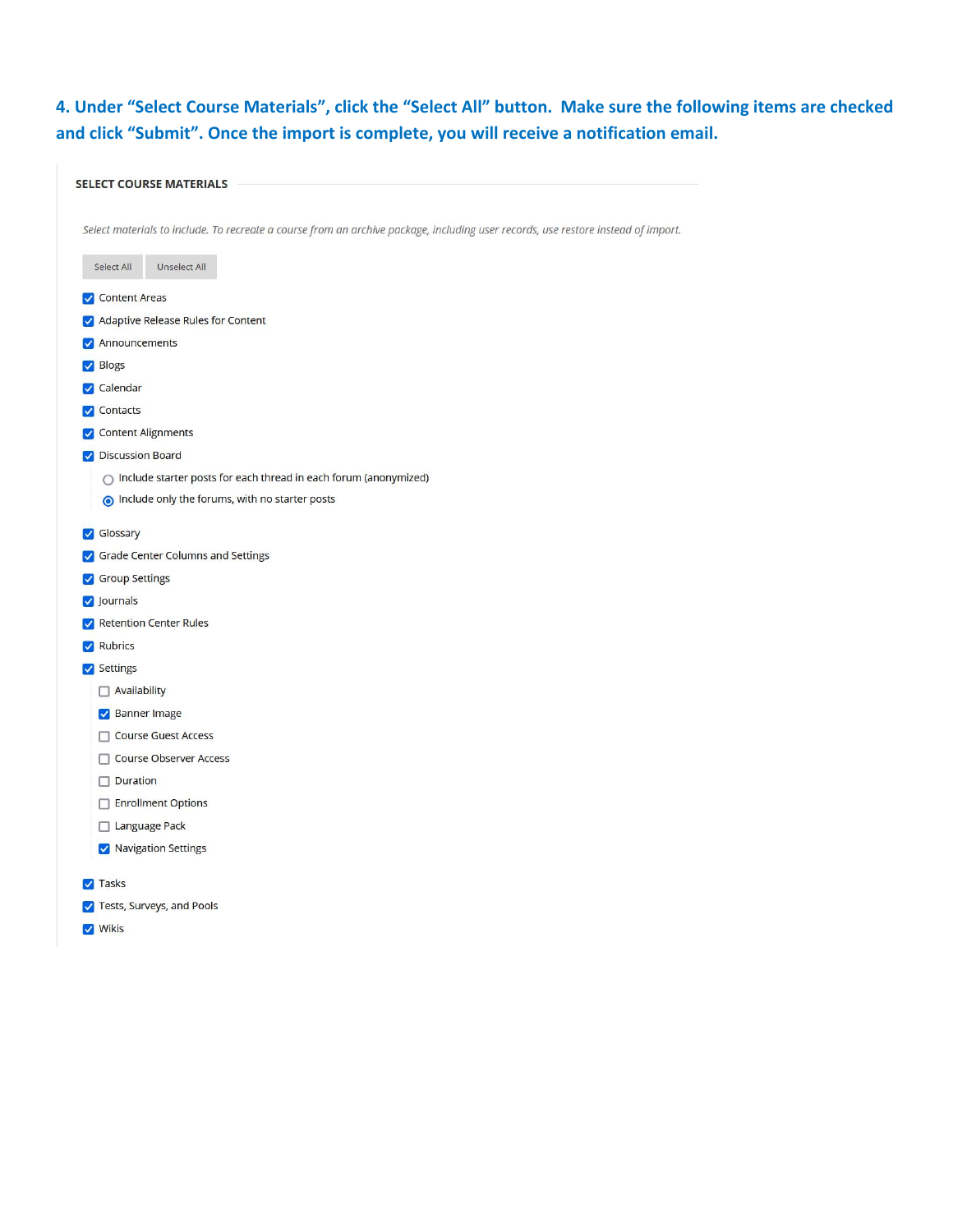### 4. Under “Select Course Materials”, click the “Select All” button. Make sure the following items are checked and click “Submit”. Once the import is complete, you will receive a notification email.

**SELECT COURSE MATERIALS**

*Select materials to include. To recreate a course from an archive package, including user records, use restore instead of import.*

Select All | Unselect All

- [x] Content Areas
- [x] Adaptive Release Rules for Content
- [x] Announcements
- [x] Blogs
- [x] Calendar
- [x] Contacts
- [x] Content Alignments
- [x] Discussion Board
  - ( ) Include starter posts for each thread in each forum (anonymized)
  - (•) Include only the forums, with no starter posts
- [x] Glossary
- [x] Grade Center Columns and Settings
- [x] Group Settings
- [x] Journals
- [x] Retention Center Rules
- [x] Rubrics
- [x] Settings
  - [ ] Availability
  - [x] Banner Image
  - [ ] Course Guest Access
  - [ ] Course Observer Access
  - [ ] Duration
  - [ ] Enrollment Options
  - [ ] Language Pack
  - [x] Navigation Settings
- [x] Tasks
- [x] Tests, Surveys, and Pools
- [x] Wikis